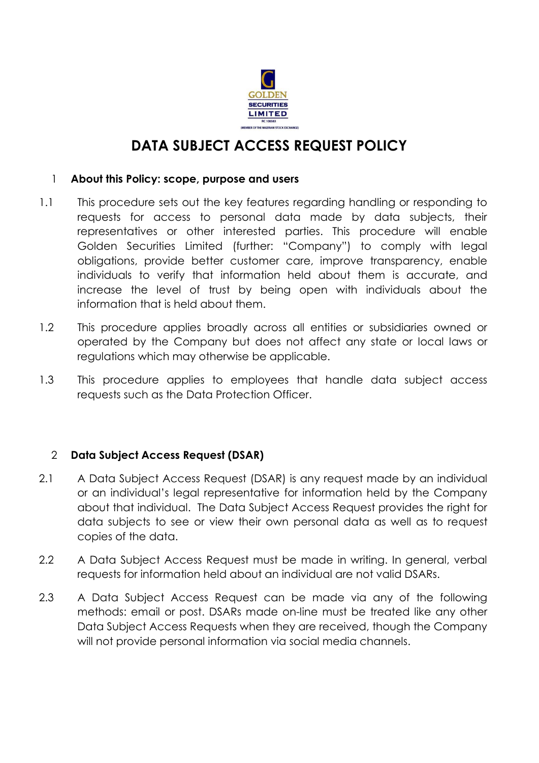GOLDEN SECURITIES LIMITED

RC 106583

(MEMBER OF THE NIGERIAN STOCK EXCHANGE)

# DATA SUBJECT ACCESS REQUEST POLICY

## 1 About this Policy: scope, purpose and users

1.1 This procedure sets out the key features regarding handling or responding to requests for access to personal data made by data subjects, their representatives or other interested parties. This procedure will enable Golden Securities Limited (further: "Company") to comply with legal obligations, provide better customer care, improve transparency, enable individuals to verify that information held about them is accurate, and increase the level of trust by being open with individuals about the information that is held about them.

1.2 This procedure applies broadly across all entities or subsidiaries owned or operated by the Company but does not affect any state or local laws or regulations which may otherwise be applicable.

1.3 This procedure applies to employees that handle data subject access requests such as the Data Protection Officer.

## 2 Data Subject Access Request (DSAR)

2.1 A Data Subject Access Request (DSAR) is any request made by an individual or an individual's legal representative for information held by the Company about that individual. The Data Subject Access Request provides the right for data subjects to see or view their own personal data as well as to request copies of the data.

2.2 A Data Subject Access Request must be made in writing. In general, verbal requests for information held about an individual are not valid DSARs.

2.3 A Data Subject Access Request can be made via any of the following methods: email or post. DSARs made on-line must be treated like any other Data Subject Access Requests when they are received, though the Company will not provide personal information via social media channels.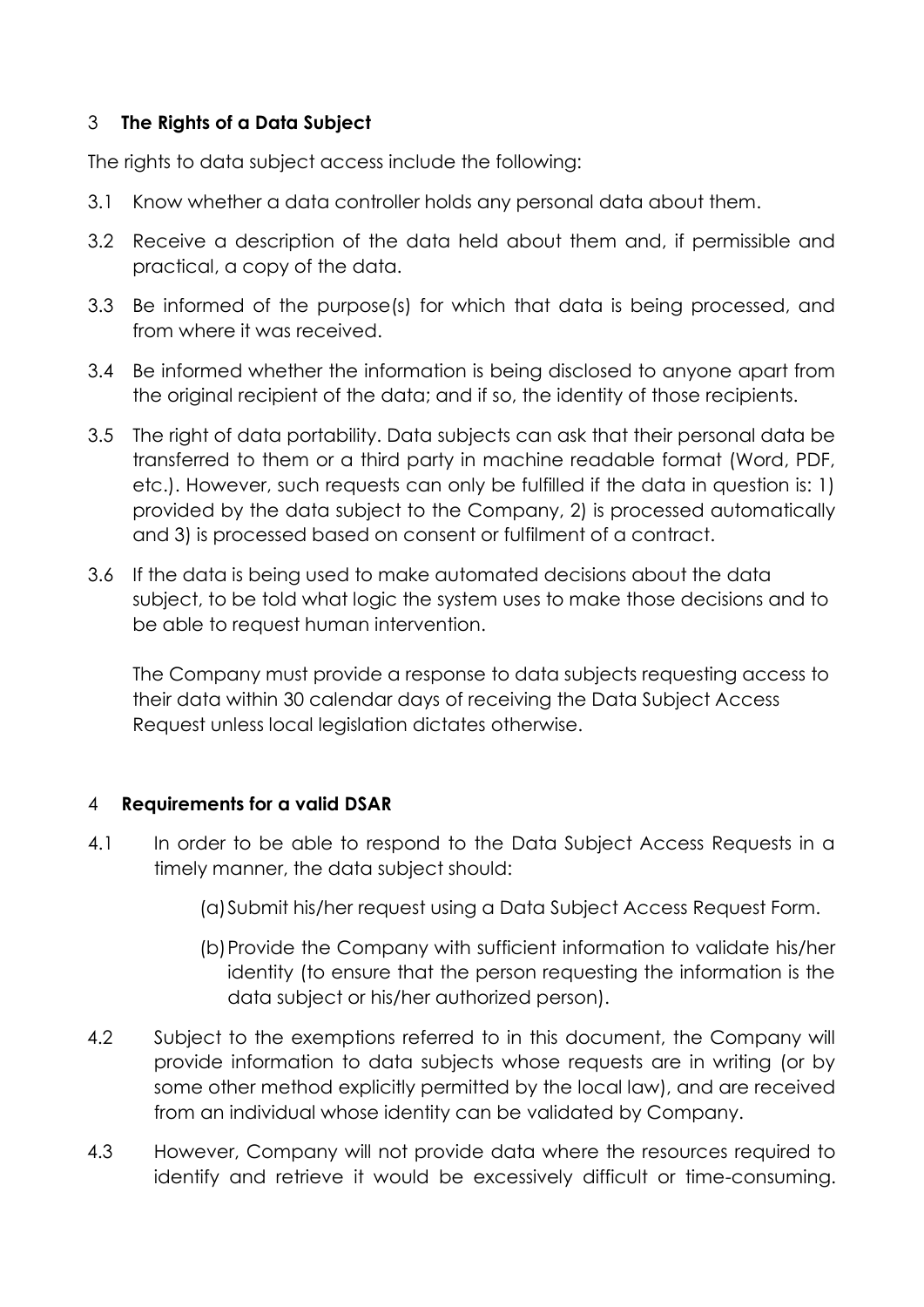## 3 **The Rights of a Data Subject**

The rights to data subject access include the following:

3.1 Know whether a data controller holds any personal data about them.

3.2 Receive a description of the data held about them and, if permissible and practical, a copy of the data.

3.3 Be informed of the purpose(s) for which that data is being processed, and from where it was received.

3.4 Be informed whether the information is being disclosed to anyone apart from the original recipient of the data; and if so, the identity of those recipients.

3.5 The right of data portability. Data subjects can ask that their personal data be transferred to them or a third party in machine readable format (Word, PDF, etc.). However, such requests can only be fulfilled if the data in question is: 1) provided by the data subject to the Company, 2) is processed automatically and 3) is processed based on consent or fulfilment of a contract.

3.6 If the data is being used to make automated decisions about the data subject, to be told what logic the system uses to make those decisions and to be able to request human intervention.

The Company must provide a response to data subjects requesting access to their data within 30 calendar days of receiving the Data Subject Access Request unless local legislation dictates otherwise.

## 4 **Requirements for a valid DSAR**

4.1 In order to be able to respond to the Data Subject Access Requests in a timely manner, the data subject should:

(a) Submit his/her request using a Data Subject Access Request Form.

(b) Provide the Company with sufficient information to validate his/her identity (to ensure that the person requesting the information is the data subject or his/her authorized person).

4.2 Subject to the exemptions referred to in this document, the Company will provide information to data subjects whose requests are in writing (or by some other method explicitly permitted by the local law), and are received from an individual whose identity can be validated by Company.

4.3 However, Company will not provide data where the resources required to identify and retrieve it would be excessively difficult or time-consuming.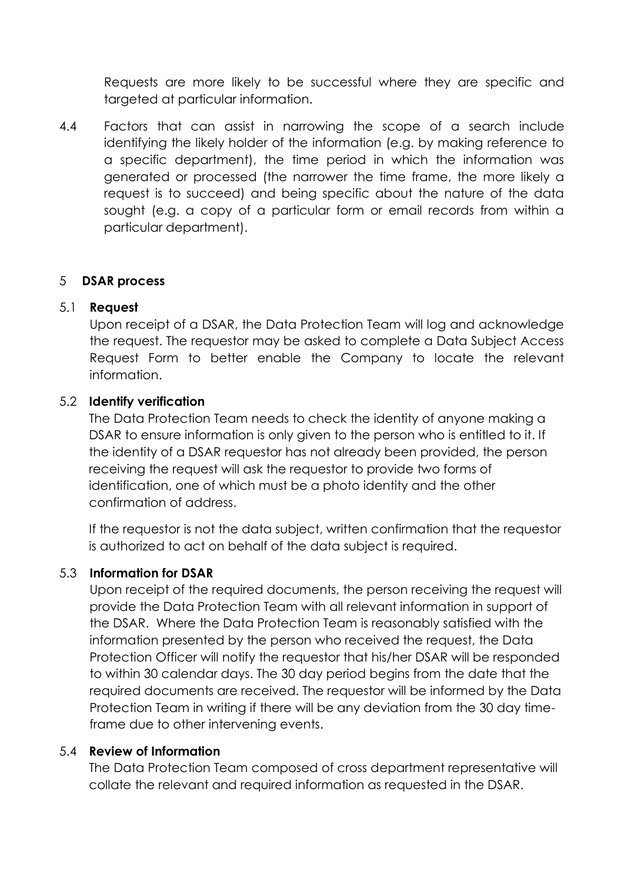Requests are more likely to be successful where they are specific and targeted at particular information.

4.4 Factors that can assist in narrowing the scope of a search include identifying the likely holder of the information (e.g. by making reference to a specific department), the time period in which the information was generated or processed (the narrower the time frame, the more likely a request is to succeed) and being specific about the nature of the data sought (e.g. a copy of a particular form or email records from within a particular department).

## 5 DSAR process

### 5.1 Request

Upon receipt of a DSAR, the Data Protection Team will log and acknowledge the request. The requestor may be asked to complete a Data Subject Access Request Form to better enable the Company to locate the relevant information.

### 5.2 Identify verification

The Data Protection Team needs to check the identity of anyone making a DSAR to ensure information is only given to the person who is entitled to it. If the identity of a DSAR requestor has not already been provided, the person receiving the request will ask the requestor to provide two forms of identification, one of which must be a photo identity and the other confirmation of address.

If the requestor is not the data subject, written confirmation that the requestor is authorized to act on behalf of the data subject is required.

### 5.3 Information for DSAR

Upon receipt of the required documents, the person receiving the request will provide the Data Protection Team with all relevant information in support of the DSAR. Where the Data Protection Team is reasonably satisfied with the information presented by the person who received the request, the Data Protection Officer will notify the requestor that his/her DSAR will be responded to within 30 calendar days. The 30 day period begins from the date that the required documents are received. The requestor will be informed by the Data Protection Team in writing if there will be any deviation from the 30 day time-frame due to other intervening events.

### 5.4 Review of Information

The Data Protection Team composed of cross department representative will collate the relevant and required information as requested in the DSAR.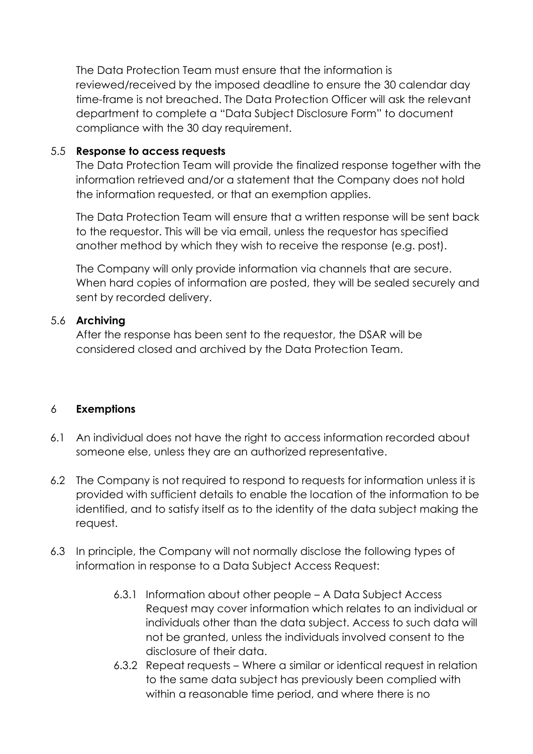The Data Protection Team must ensure that the information is reviewed/received by the imposed deadline to ensure the 30 calendar day time-frame is not breached. The Data Protection Officer will ask the relevant department to complete a "Data Subject Disclosure Form" to document compliance with the 30 day requirement.

### 5.5 Response to access requests

The Data Protection Team will provide the finalized response together with the information retrieved and/or a statement that the Company does not hold the information requested, or that an exemption applies.

The Data Protection Team will ensure that a written response will be sent back to the requestor. This will be via email, unless the requestor has specified another method by which they wish to receive the response (e.g. post).

The Company will only provide information via channels that are secure. When hard copies of information are posted, they will be sealed securely and sent by recorded delivery.

### 5.6 Archiving

After the response has been sent to the requestor, the DSAR will be considered closed and archived by the Data Protection Team.

## 6 Exemptions

6.1 An individual does not have the right to access information recorded about someone else, unless they are an authorized representative.

6.2 The Company is not required to respond to requests for information unless it is provided with sufficient details to enable the location of the information to be identified, and to satisfy itself as to the identity of the data subject making the request.

6.3 In principle, the Company will not normally disclose the following types of information in response to a Data Subject Access Request:

- 6.3.1 Information about other people – A Data Subject Access Request may cover information which relates to an individual or individuals other than the data subject. Access to such data will not be granted, unless the individuals involved consent to the disclosure of their data.
- 6.3.2 Repeat requests – Where a similar or identical request in relation to the same data subject has previously been complied with within a reasonable time period, and where there is no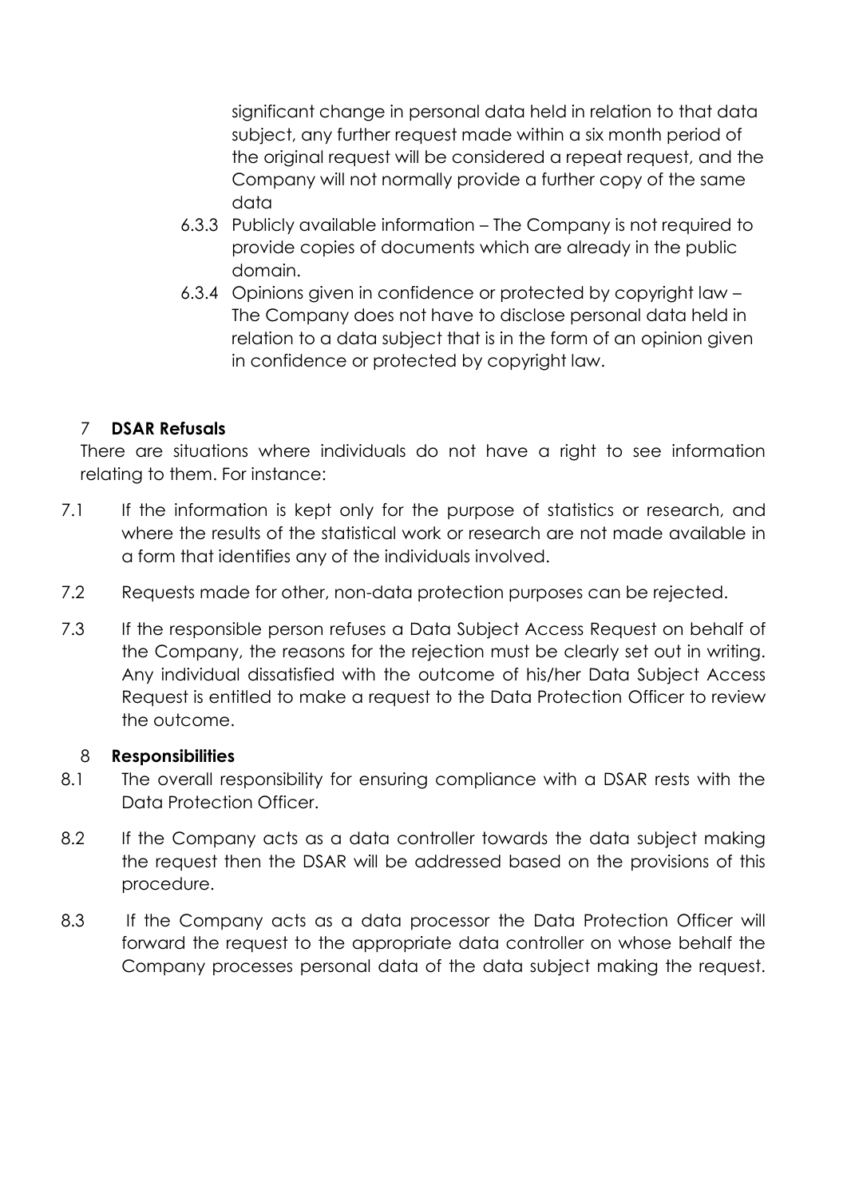significant change in personal data held in relation to that data subject, any further request made within a six month period of the original request will be considered a repeat request, and the Company will not normally provide a further copy of the same data

6.3.3 Publicly available information – The Company is not required to provide copies of documents which are already in the public domain.

6.3.4 Opinions given in confidence or protected by copyright law – The Company does not have to disclose personal data held in relation to a data subject that is in the form of an opinion given in confidence or protected by copyright law.

## 7 DSAR Refusals

There are situations where individuals do not have a right to see information relating to them. For instance:

7.1 If the information is kept only for the purpose of statistics or research, and where the results of the statistical work or research are not made available in a form that identifies any of the individuals involved.

7.2 Requests made for other, non-data protection purposes can be rejected.

7.3 If the responsible person refuses a Data Subject Access Request on behalf of the Company, the reasons for the rejection must be clearly set out in writing. Any individual dissatisfied with the outcome of his/her Data Subject Access Request is entitled to make a request to the Data Protection Officer to review the outcome.

## 8 Responsibilities

8.1 The overall responsibility for ensuring compliance with a DSAR rests with the Data Protection Officer.

8.2 If the Company acts as a data controller towards the data subject making the request then the DSAR will be addressed based on the provisions of this procedure.

8.3 If the Company acts as a data processor the Data Protection Officer will forward the request to the appropriate data controller on whose behalf the Company processes personal data of the data subject making the request.